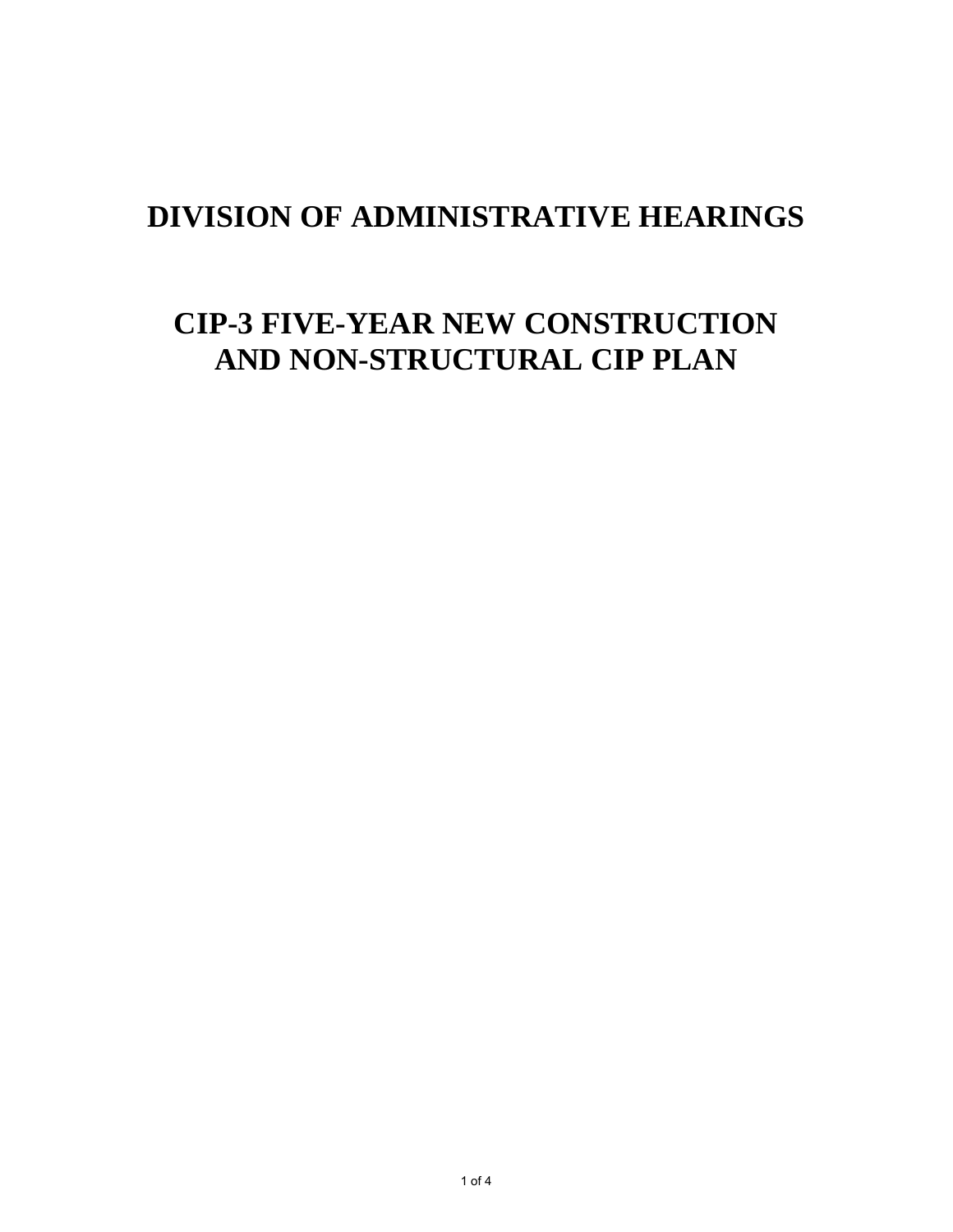# DIVISION OF ADMINISTRATIVE HEARINGS

# CIP-3 FIVE-YEAR NEW CONSTRUCTION AND NON-STRUCTURAL CIP PLAN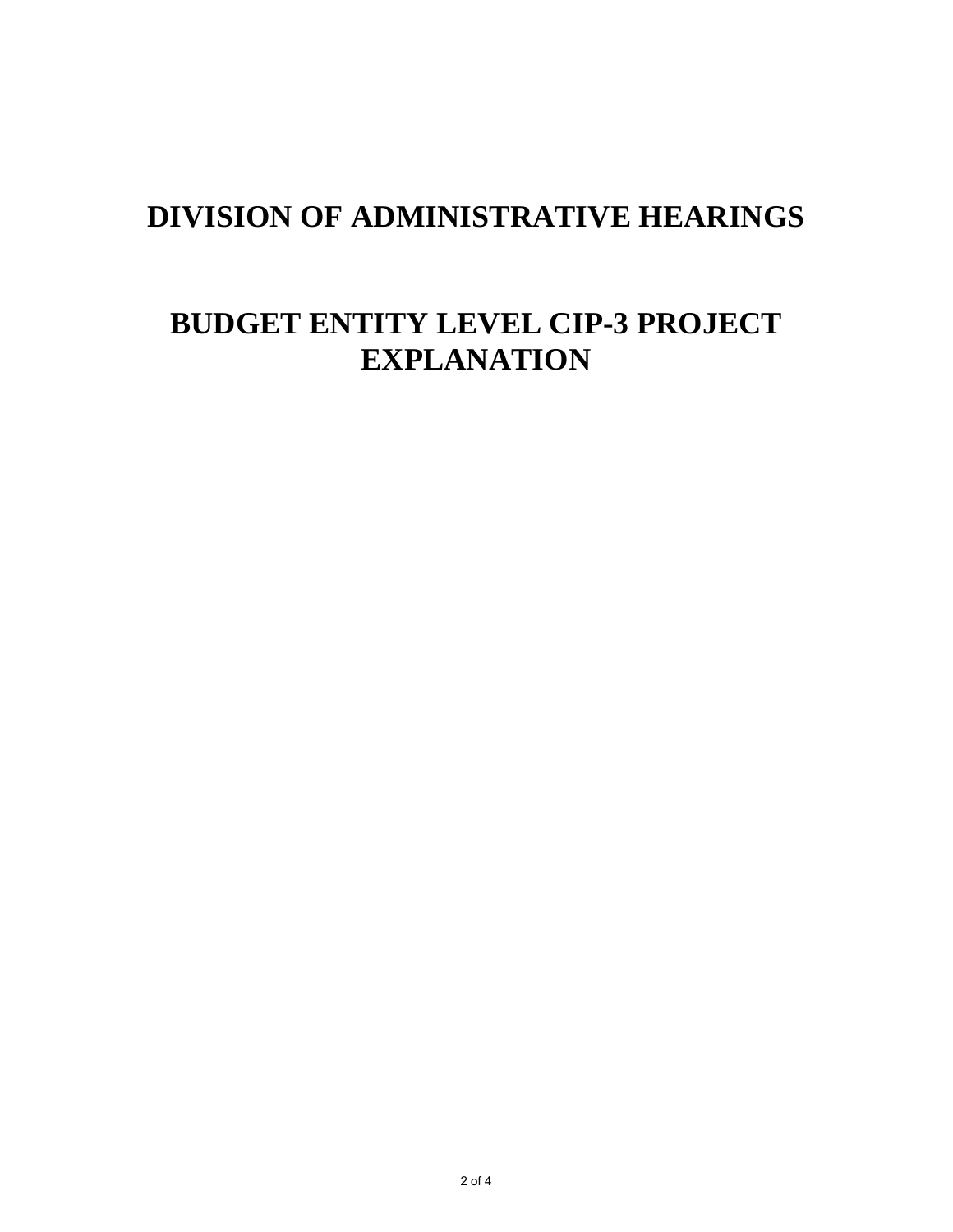# DIVISION OF ADMINISTRATIVE HEARINGS

# BUDGET ENTITY LEVEL CIP-3 PROJECT EXPLANATION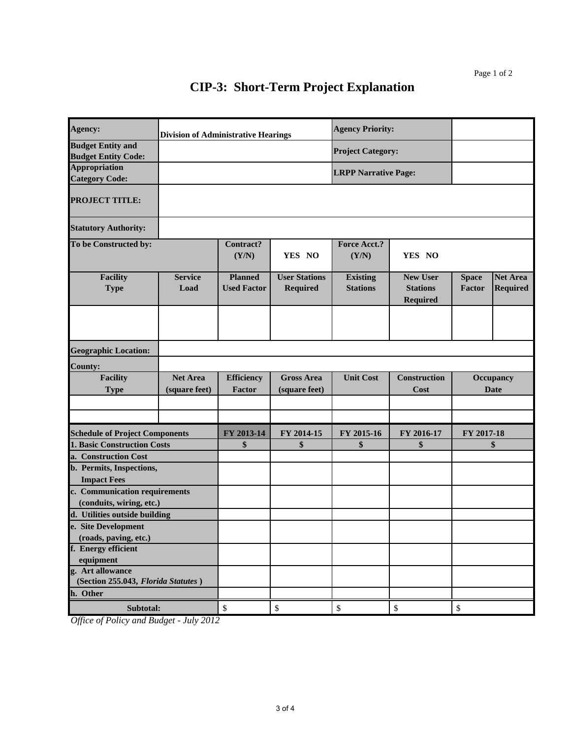Page 1 of 2

# CIP-3: Short-Term Project Explanation

| | | | | | | | |
|---|---|---|---|---|---|---|---|
| **Agency:** | **Division of Administrative Hearings** | | | **Agency Priority:** | | | |
| **Budget Entity and Budget Entity Code:** | | | | **Project Category:** | | | |
| **Appropriation Category Code:** | | | | **LRPP Narrative Page:** | | | |
| **PROJECT TITLE:** | | | | | | | |
| **Statutory Authority:** | | | | | | | |
| **To be Constructed by:** | | **Contract? (Y/N)** | **YES NO** | **Force Acct.? (Y/N)** | **YES NO** | | |
| **Facility Type** | **Service Load** | **Planned Used Factor** | **User Stations Required** | **Existing Stations** | **New User Stations Required** | **Space Factor** | **Net Area Required** |
| | | | | | | | |
| **Geographic Location:** | | | | | | | |
| **County:** | | | | | | | |
| **Facility Type** | **Net Area (square feet)** | **Efficiency Factor** | **Gross Area (square feet)** | **Unit Cost** | **Construction Cost** | **Occupancy Date** | |
| | | | | | | | |
| | | | | | | | |

| **Schedule of Project Components** | **FY 2013-14** | **FY 2014-15** | **FY 2015-16** | **FY 2016-17** | **FY 2017-18** |
|---|---|---|---|---|---|
| **1. Basic Construction Costs** | **$** | **$** | **$** | **$** | **$** |
| **a. Construction Cost** | | | | | |
| **b. Permits, Inspections, Impact Fees** | | | | | |
| **c. Communication requirements (conduits, wiring, etc.)** | | | | | |
| **d. Utilities outside building** | | | | | |
| **e. Site Development (roads, paving, etc.)** | | | | | |
| **f. Energy efficient equipment** | | | | | |
| **g. Art allowance (Section 255.043, *Florida Statutes*)** | | | | | |
| **h. Other** | | | | | |
| **Subtotal:** | $ | $ | $ | $ | $ |

*Office of Policy and Budget - July 2012*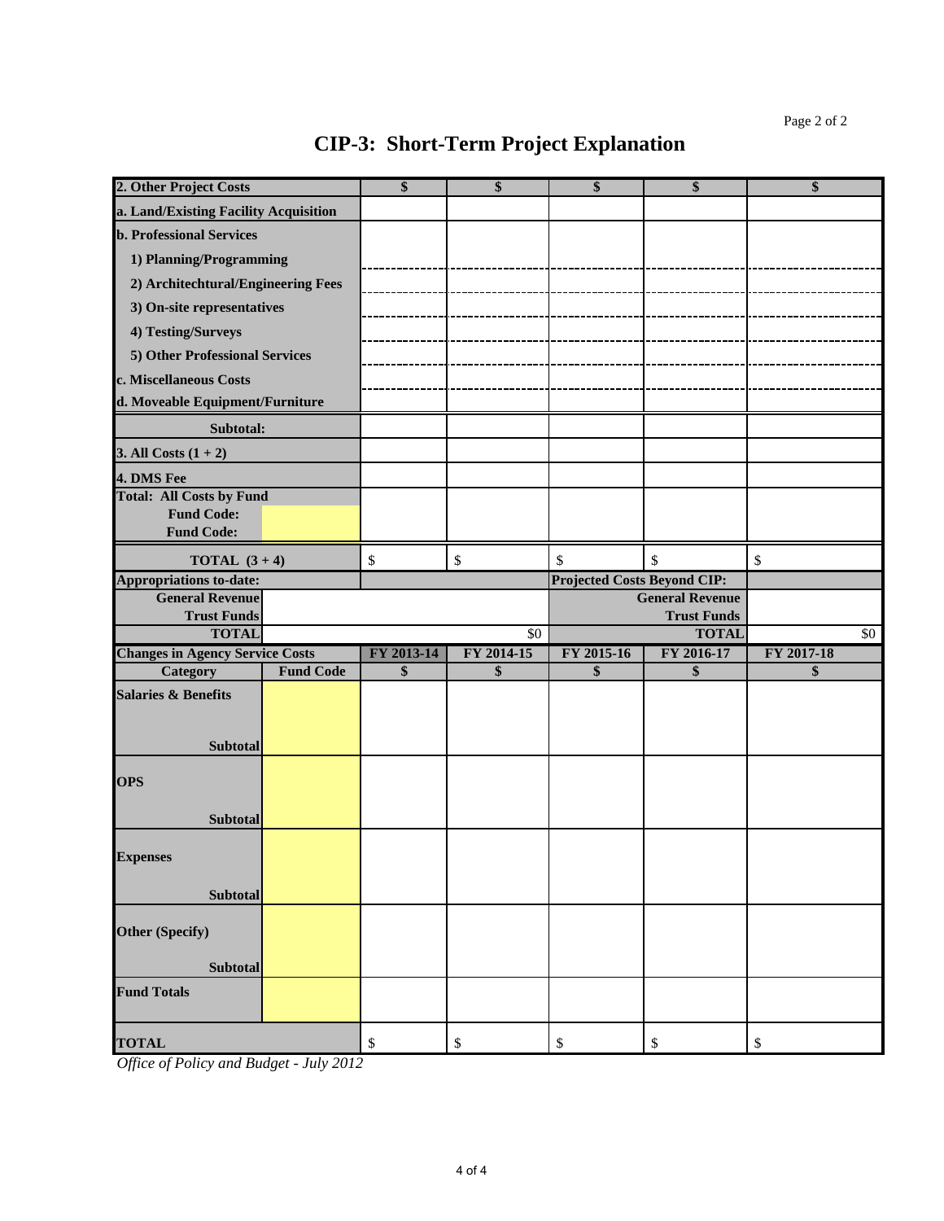# CIP-3: Short-Term Project Explanation

| 2. Other Project Costs | | $ | $ | $ | $ | $ |
|---|---|---|---|---|---|---|
| a. Land/Existing Facility Acquisition | | | | | | |
| b. Professional Services | | | | | | |
| 1) Planning/Programming | | | | | | |
| 2) Architechtural/Engineering Fees | | | | | | |
| 3) On-site representatives | | | | | | |
| 4) Testing/Surveys | | | | | | |
| 5) Other Professional Services | | | | | | |
| c. Miscellaneous Costs | | | | | | |
| d. Moveable Equipment/Furniture | | | | | | |
| Subtotal: | | | | | | |
| 3. All Costs (1 + 2) | | | | | | |
| 4. DMS Fee | | | | | | |
| Total: All Costs by Fund | | | | | | |
| Fund Code: | | | | | | |
| Fund Code: | | | | | | |
| TOTAL (3 + 4) | | $ | $ | $ | $ | $ |
| Appropriations to-date: | | | | Projected Costs Beyond CIP: | | |
| General Revenue | | | | General Revenue | | |
| Trust Funds | | | | Trust Funds | | |
| TOTAL | | | $0 | TOTAL | | $0 |
| Changes in Agency Service Costs | | FY 2013-14 | FY 2014-15 | FY 2015-16 | FY 2016-17 | FY 2017-18 |
| Category | Fund Code | $ | $ | $ | $ | $ |
| Salaries & Benefits | | | | | | |
| Subtotal | | | | | | |
| OPS | | | | | | |
| Subtotal | | | | | | |
| Expenses | | | | | | |
| Subtotal | | | | | | |
| Other (Specify) | | | | | | |
| Subtotal | | | | | | |
| Fund Totals | | | | | | |
| TOTAL | | $ | $ | $ | $ | $ |

*Office of Policy and Budget - July 2012*